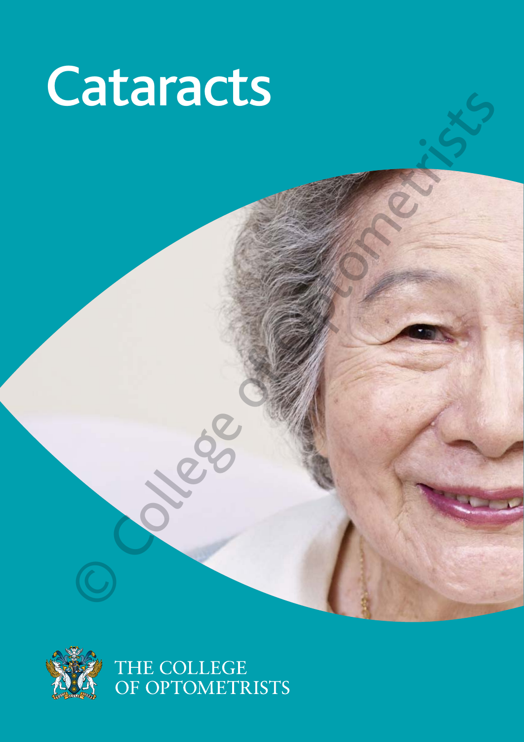# Cataracts

© College of Optometrists

THE COLLEGE OF OPTOMETRISTS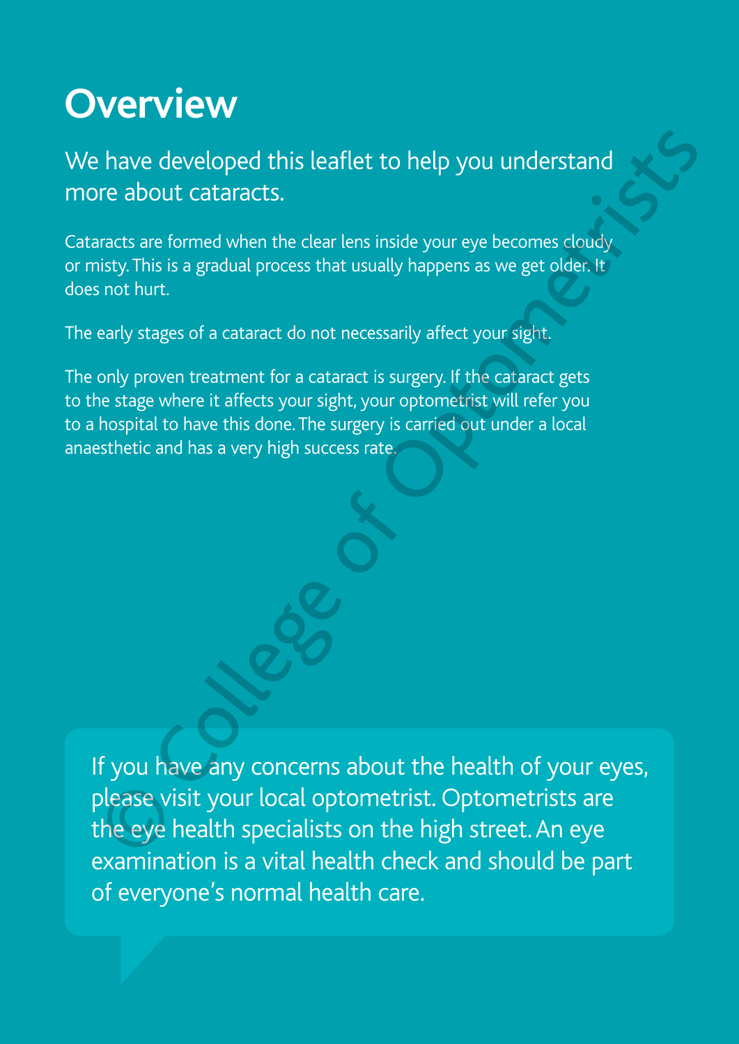# Overview

We have developed this leaflet to help you understand more about cataracts.

Cataracts are formed when the clear lens inside your eye becomes cloudy or misty. This is a gradual process that usually happens as we get older. It does not hurt.

The early stages of a cataract do not necessarily affect your sight.

The only proven treatment for a cataract is surgery. If the cataract gets to the stage where it affects your sight, your optometrist will refer you to a hospital to have this done. The surgery is carried out under a local anaesthetic and has a very high success rate.

If you have any concerns about the health of your eyes, please visit your local optometrist. Optometrists are the eye health specialists on the high street. An eye examination is a vital health check and should be part of everyone's normal health care.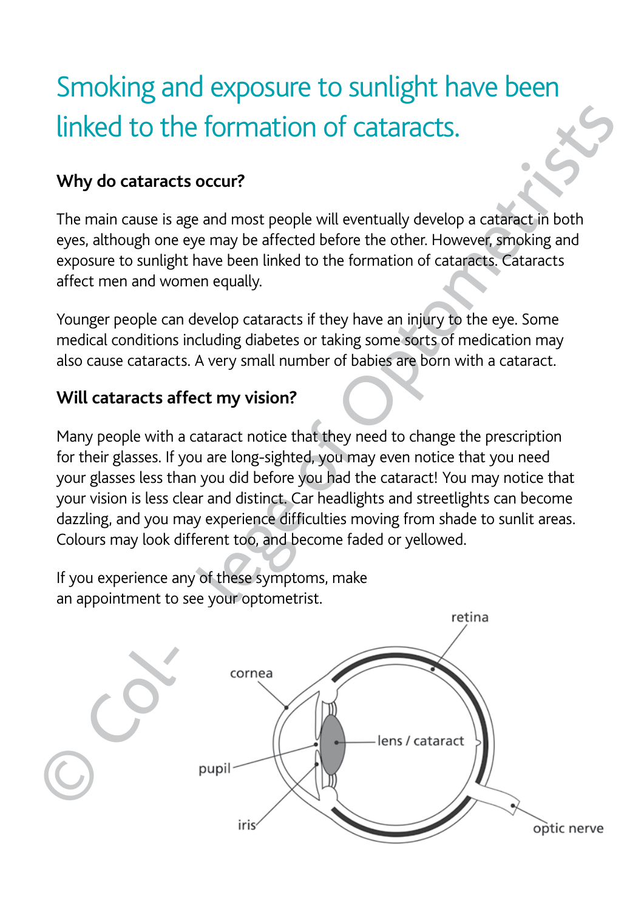## Smoking and exposure to sunlight have been linked to the formation of cataracts.

### Why do cataracts occur?

The main cause is age and most people will eventually develop a cataract in both eyes, although one eye may be affected before the other. However, smoking and exposure to sunlight have been linked to the formation of cataracts. Cataracts affect men and women equally.

Younger people can develop cataracts if they have an injury to the eye. Some medical conditions including diabetes or taking some sorts of medication may also cause cataracts. A very small number of babies are born with a cataract.

### Will cataracts affect my vision?

Many people with a cataract notice that they need to change the prescription for their glasses. If you are long-sighted, you may even notice that you need your glasses less than you did before you had the cataract! You may notice that your vision is less clear and distinct. Car headlights and streetlights can become dazzling, and you may experience difficulties moving from shade to sunlit areas. Colours may look different too, and become faded or yellowed.

If you experience any of these symptoms, make an appointment to see your optometrist.

retina

cornea

lens / cataract

pupil

iris

optic nerve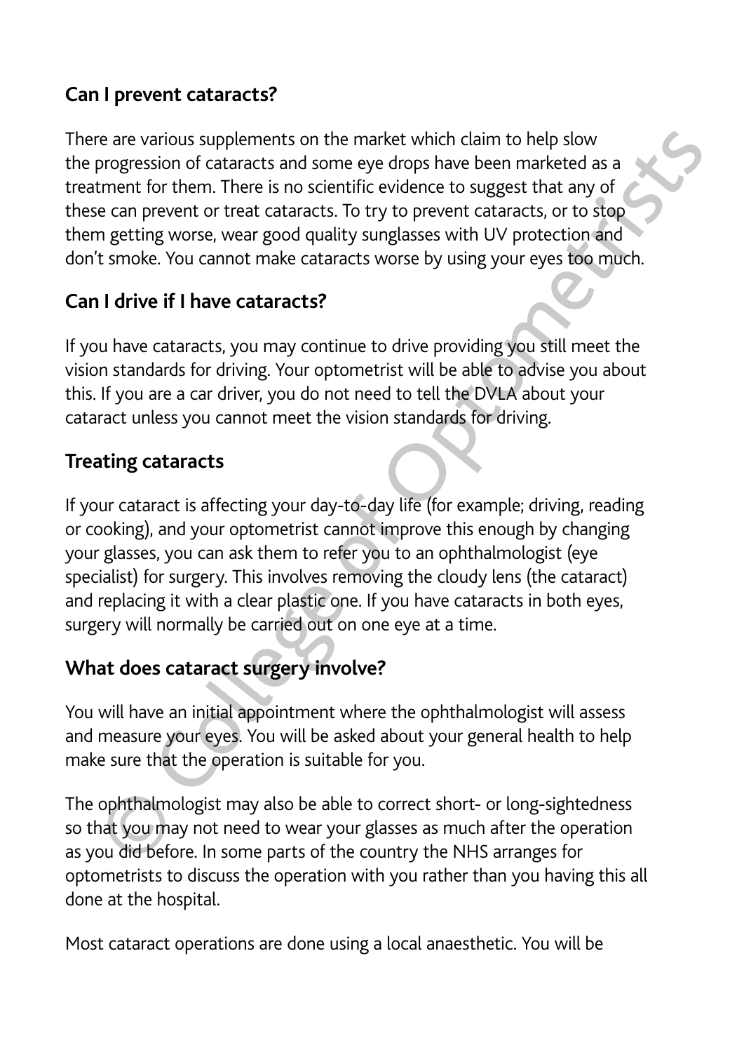## Can I prevent cataracts?

There are various supplements on the market which claim to help slow the progression of cataracts and some eye drops have been marketed as a treatment for them. There is no scientific evidence to suggest that any of these can prevent or treat cataracts. To try to prevent cataracts, or to stop them getting worse, wear good quality sunglasses with UV protection and don't smoke. You cannot make cataracts worse by using your eyes too much.

## Can I drive if I have cataracts?

If you have cataracts, you may continue to drive providing you still meet the vision standards for driving. Your optometrist will be able to advise you about this. If you are a car driver, you do not need to tell the DVLA about your cataract unless you cannot meet the vision standards for driving.

## Treating cataracts

If your cataract is affecting your day-to-day life (for example; driving, reading or cooking), and your optometrist cannot improve this enough by changing your glasses, you can ask them to refer you to an ophthalmologist (eye specialist) for surgery. This involves removing the cloudy lens (the cataract) and replacing it with a clear plastic one. If you have cataracts in both eyes, surgery will normally be carried out on one eye at a time.

## What does cataract surgery involve?

You will have an initial appointment where the ophthalmologist will assess and measure your eyes. You will be asked about your general health to help make sure that the operation is suitable for you.

The ophthalmologist may also be able to correct short- or long-sightedness so that you may not need to wear your glasses as much after the operation as you did before. In some parts of the country the NHS arranges for optometrists to discuss the operation with you rather than you having this all done at the hospital.

Most cataract operations are done using a local anaesthetic. You will be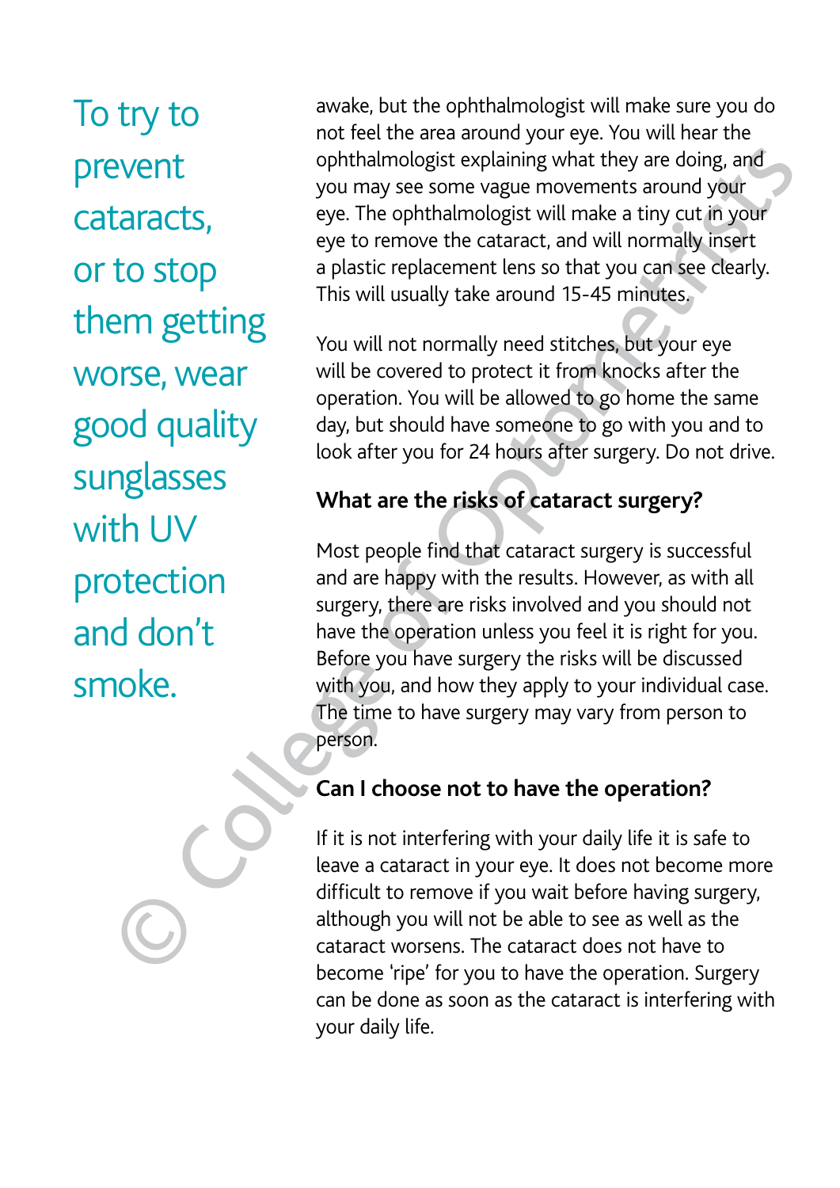To try to prevent cataracts, or to stop them getting worse, wear good quality sunglasses with UV protection and don't smoke.

awake, but the ophthalmologist will make sure you do not feel the area around your eye. You will hear the ophthalmologist explaining what they are doing, and you may see some vague movements around your eye. The ophthalmologist will make a tiny cut in your eye to remove the cataract, and will normally insert a plastic replacement lens so that you can see clearly. This will usually take around 15-45 minutes.

You will not normally need stitches, but your eye will be covered to protect it from knocks after the operation. You will be allowed to go home the same day, but should have someone to go with you and to look after you for 24 hours after surgery. Do not drive.

## What are the risks of cataract surgery?

Most people find that cataract surgery is successful and are happy with the results. However, as with all surgery, there are risks involved and you should not have the operation unless you feel it is right for you. Before you have surgery the risks will be discussed with you, and how they apply to your individual case. The time to have surgery may vary from person to person.

## Can I choose not to have the operation?

If it is not interfering with your daily life it is safe to leave a cataract in your eye. It does not become more difficult to remove if you wait before having surgery, although you will not be able to see as well as the cataract worsens. The cataract does not have to become 'ripe' for you to have the operation. Surgery can be done as soon as the cataract is interfering with your daily life.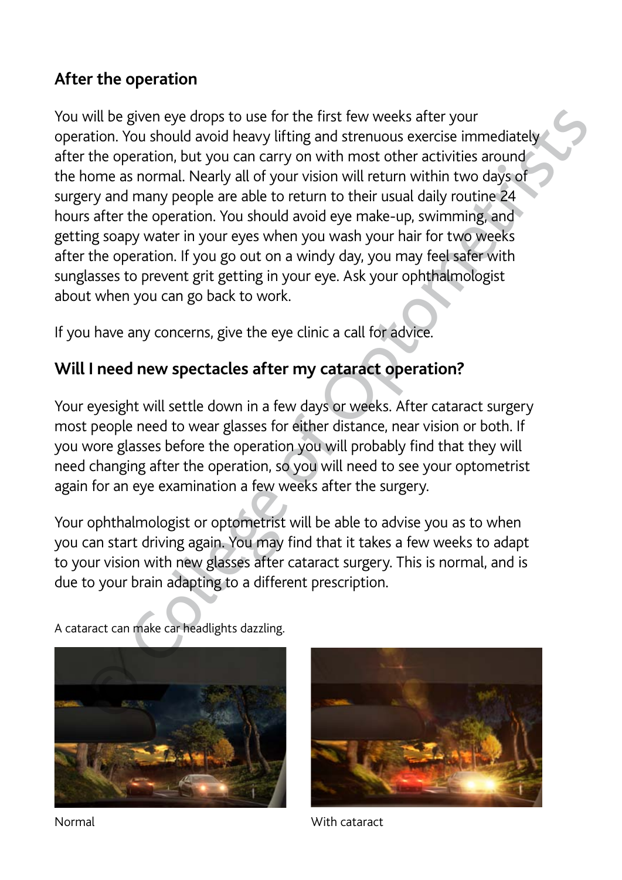## After the operation

You will be given eye drops to use for the first few weeks after your operation. You should avoid heavy lifting and strenuous exercise immediately after the operation, but you can carry on with most other activities around the home as normal. Nearly all of your vision will return within two days of surgery and many people are able to return to their usual daily routine 24 hours after the operation. You should avoid eye make-up, swimming, and getting soapy water in your eyes when you wash your hair for two weeks after the operation. If you go out on a windy day, you may feel safer with sunglasses to prevent grit getting in your eye. Ask your ophthalmologist about when you can go back to work.

If you have any concerns, give the eye clinic a call for advice.

## Will I need new spectacles after my cataract operation?

Your eyesight will settle down in a few days or weeks. After cataract surgery most people need to wear glasses for either distance, near vision or both. If you wore glasses before the operation you will probably find that they will need changing after the operation, so you will need to see your optometrist again for an eye examination a few weeks after the surgery.

Your ophthalmologist or optometrist will be able to advise you as to when you can start driving again. You may find that it takes a few weeks to adapt to your vision with new glasses after cataract surgery. This is normal, and is due to your brain adapting to a different prescription.

A cataract can make car headlights dazzling.

Normal

With cataract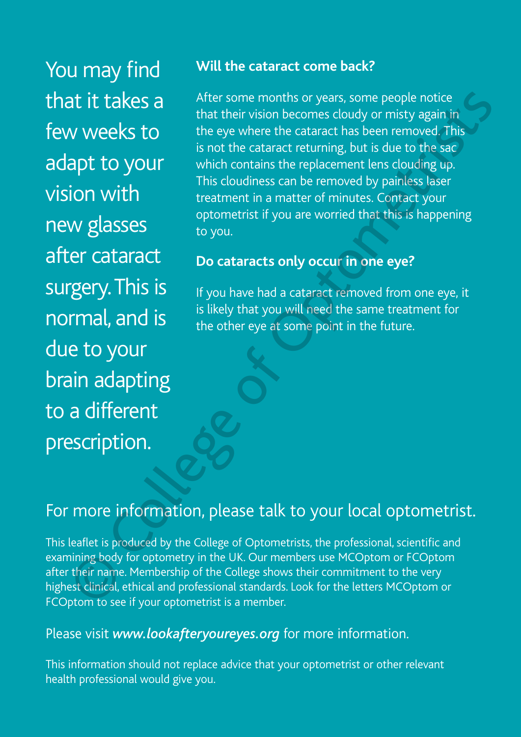You may find that it takes a few weeks to adapt to your vision with new glasses after cataract surgery. This is normal, and is due to your brain adapting to a different prescription.

**Will the cataract come back?**

After some months or years, some people notice that their vision becomes cloudy or misty again in the eye where the cataract has been removed. This is not the cataract returning, but is due to the sac which contains the replacement lens clouding up. This cloudiness can be removed by painless laser treatment in a matter of minutes. Contact your optometrist if you are worried that this is happening to you.

**Do cataracts only occur in one eye?**

If you have had a cataract removed from one eye, it is likely that you will need the same treatment for the other eye at some point in the future.

For more information, please talk to your local optometrist.

This leaflet is produced by the College of Optometrists, the professional, scientific and examining body for optometry in the UK. Our members use MCOptom or FCOptom after their name. Membership of the College shows their commitment to the very highest clinical, ethical and professional standards. Look for the letters MCOptom or FCOptom to see if your optometrist is a member.

Please visit ***www.lookafteryoureyes.org*** for more information.

This information should not replace advice that your optometrist or other relevant health professional would give you.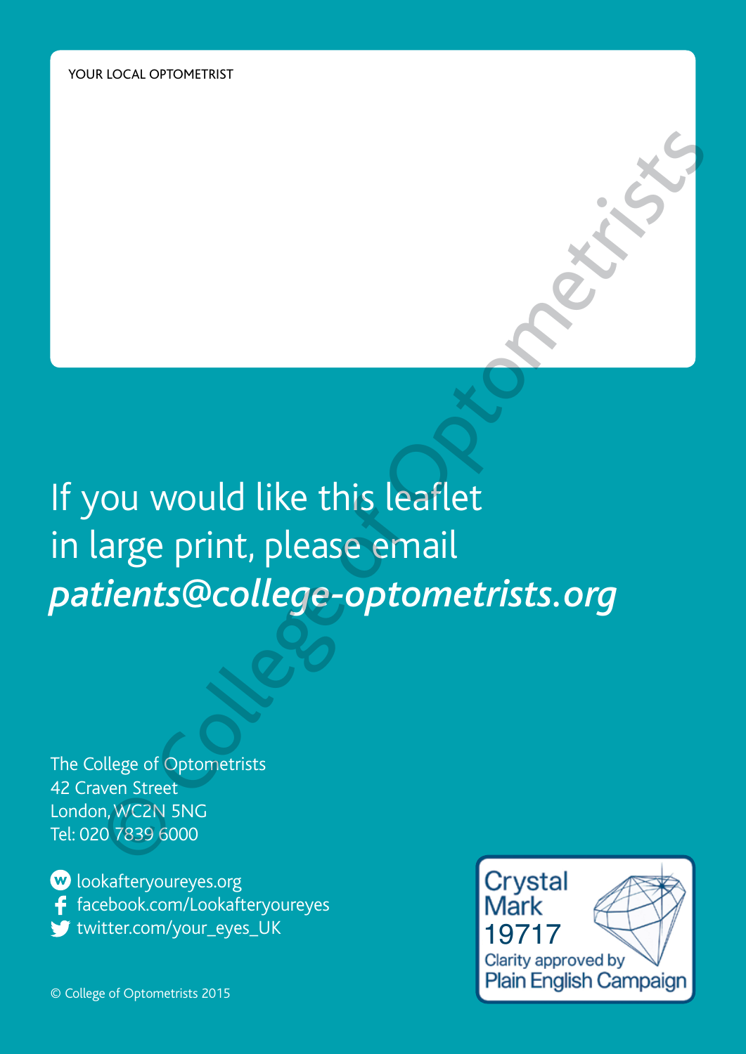YOUR LOCAL OPTOMETRIST

If you would like this leaflet in large print, please email ***patients@college-optometrists.org***

The College of Optometrists
42 Craven Street
London, WC2N 5NG
Tel: 020 7839 6000

lookafteryoureyes.org
facebook.com/Lookafteryoureyes
twitter.com/your_eyes_UK

Crystal Mark 19717
Clarity approved by Plain English Campaign

© College of Optometrists 2015